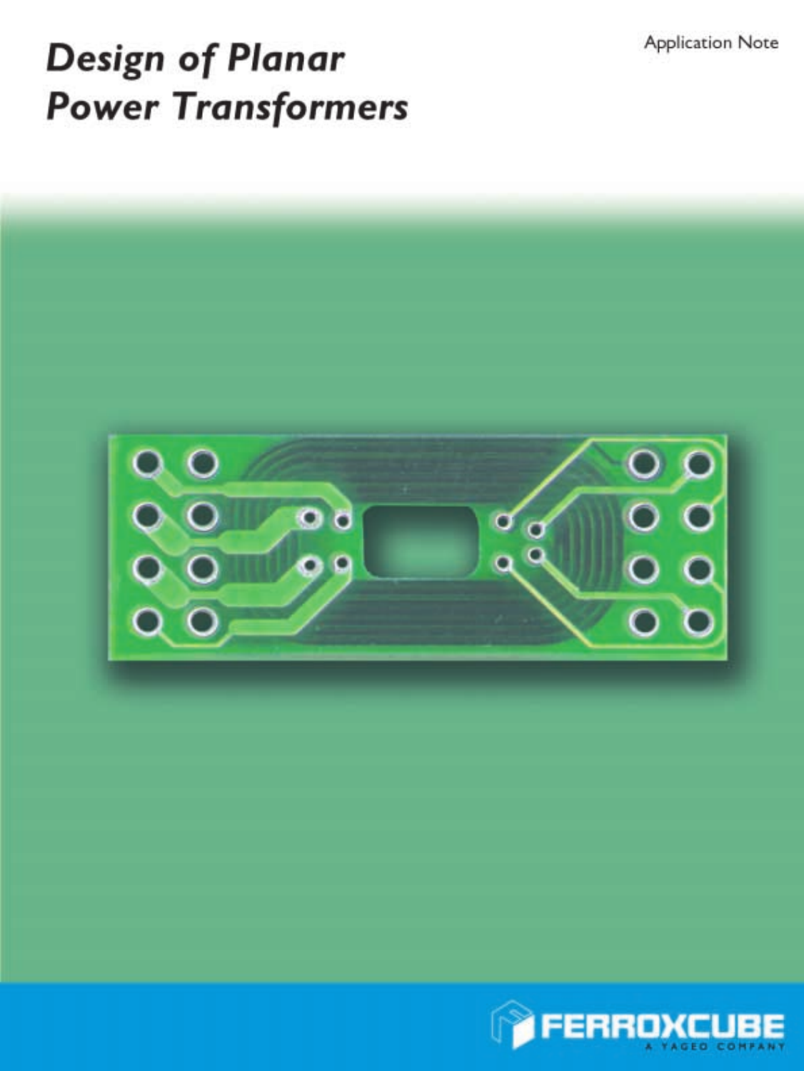Application Note

# Design of Planar Power Transformers

FERROXCUBE

A YAGEO COMPANY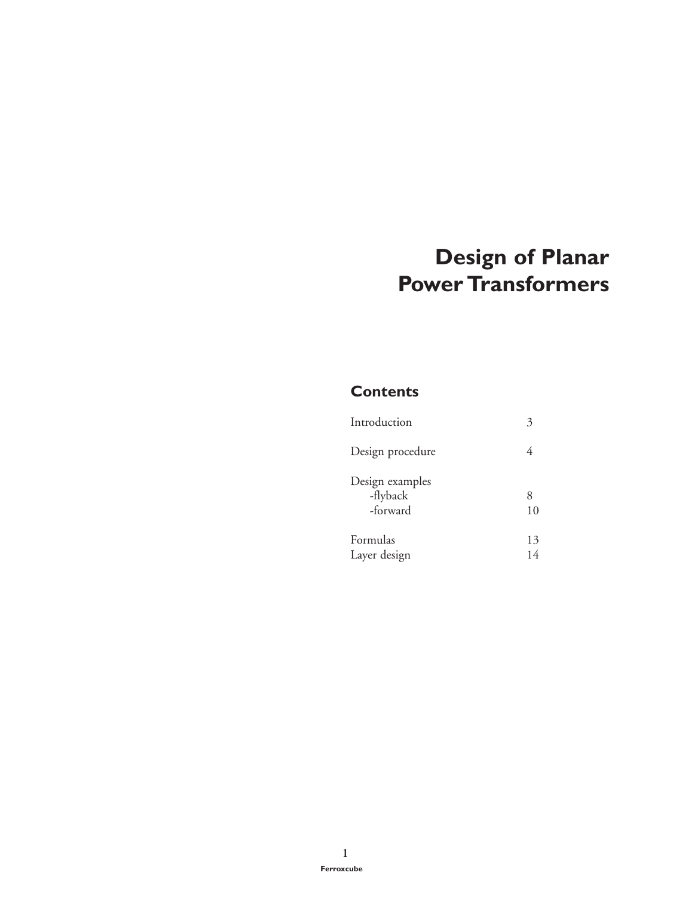# Design of Planar Power Transformers

## Contents

| | |
|---|---|
| Introduction | 3 |
| Design procedure | 4 |
| Design examples | |
| -flyback | 8 |
| -forward | 10 |
| Formulas | 13 |
| Layer design | 14 |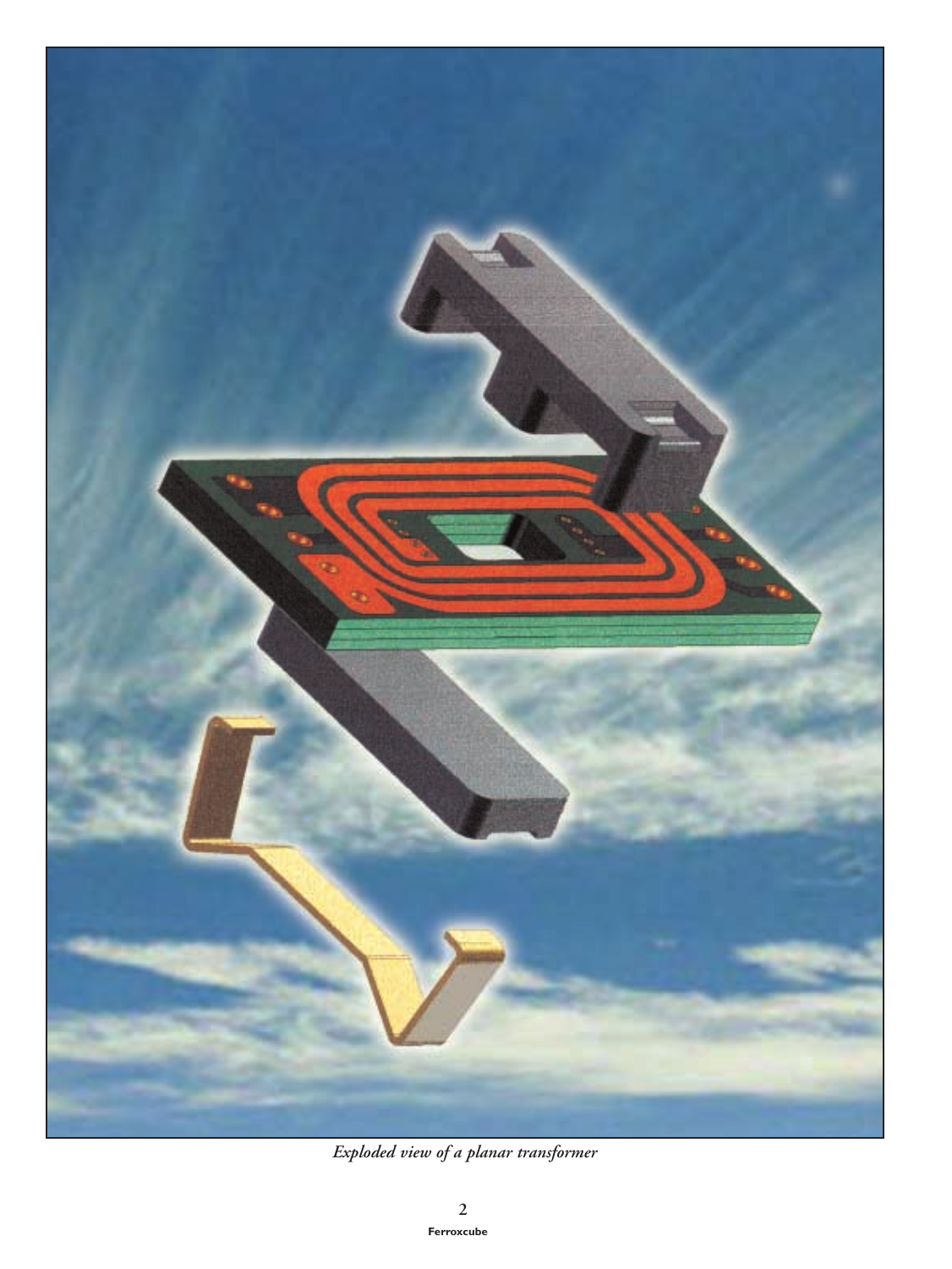*Exploded view of a planar transformer*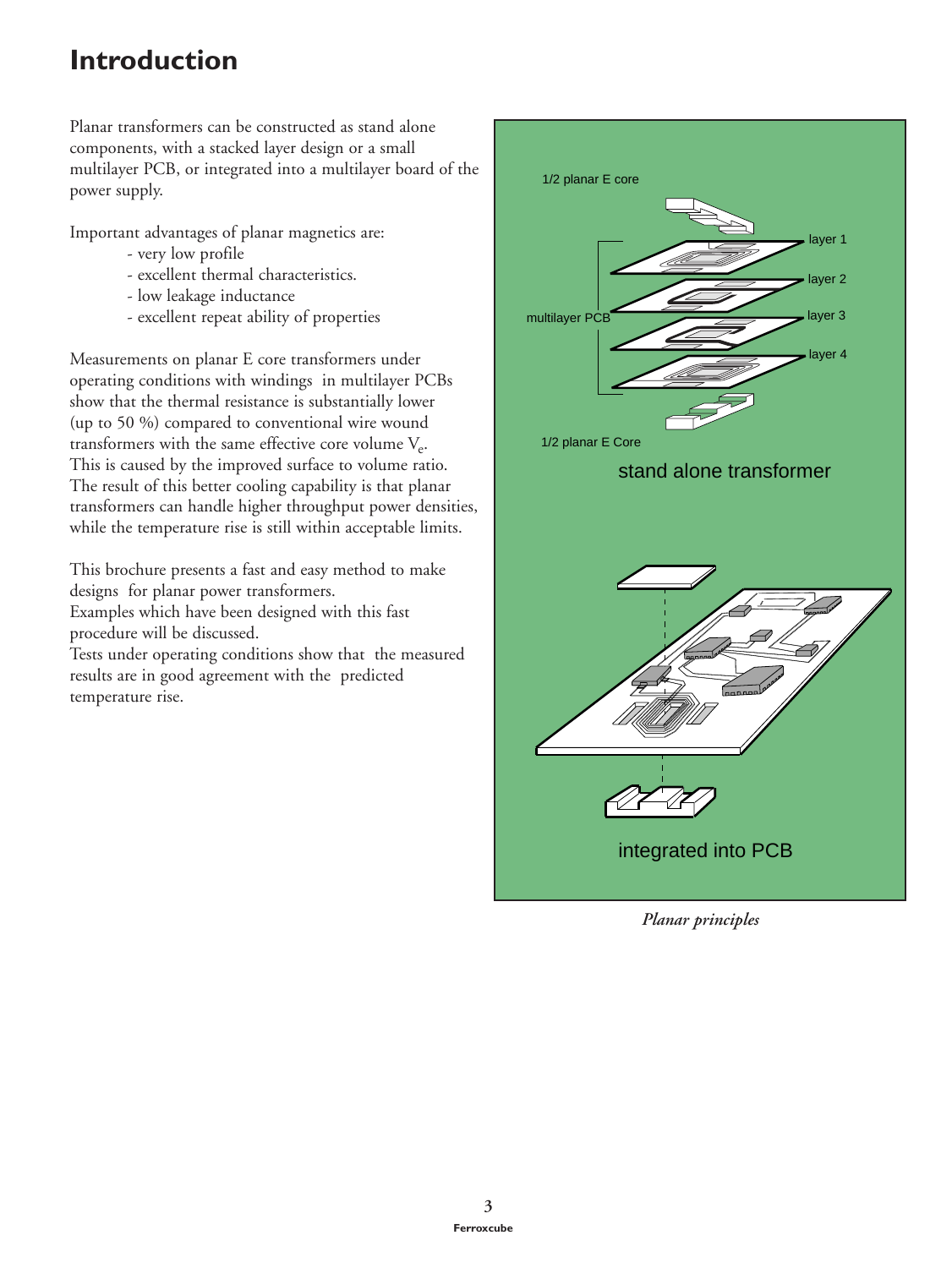# Introduction

Planar transformers can be constructed as stand alone components, with a stacked layer design or a small multilayer PCB, or integrated into a multilayer board of the power supply.

Important advantages of planar magnetics are:

- very low profile
- excellent thermal characteristics.
- low leakage inductance
- excellent repeat ability of properties

Measurements on planar E core transformers under operating conditions with windings in multilayer PCBs show that the thermal resistance is substantially lower (up to 50 %) compared to conventional wire wound transformers with the same effective core volume $V_e$. This is caused by the improved surface to volume ratio. The result of this better cooling capability is that planar transformers can handle higher throughput power densities, while the temperature rise is still within acceptable limits.

This brochure presents a fast and easy method to make designs for planar power transformers.
Examples which have been designed with this fast procedure will be discussed.
Tests under operating conditions show that the measured results are in good agreement with the predicted temperature rise.

1/2 planar E core

layer 1

layer 2

multilayer PCB

layer 3

layer 4

1/2 planar E Core

stand alone transformer

integrated into PCB

*Planar principles*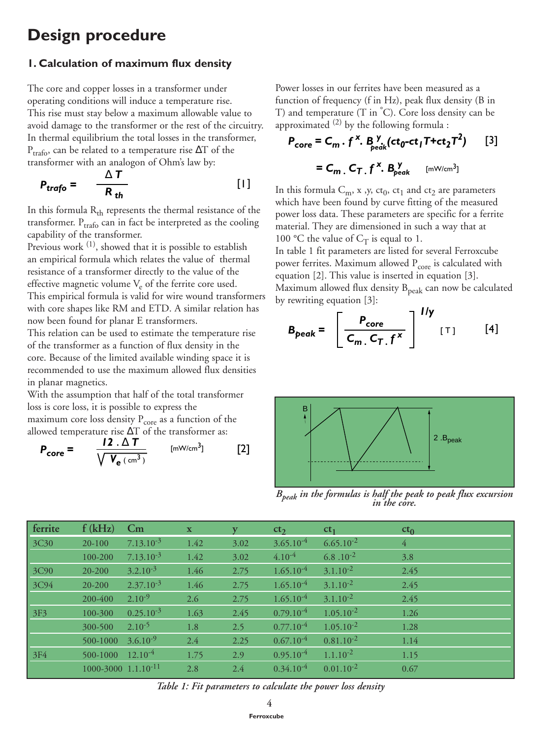# Design procedure

### 1. Calculation of maximum flux density

The core and copper losses in a transformer under operating conditions will induce a temperature rise. This rise must stay below a maximum allowable value to avoid damage to the transformer or the rest of the circuitry. In thermal equilibrium the total losses in the transformer, $P_{trafo}$, can be related to a temperature rise $\Delta T$ of the transformer with an analogon of Ohm's law by:

$$P_{trafo} = \frac{\Delta T}{R_{th}} \qquad [1]$$

In this formula $R_{th}$ represents the thermal resistance of the transformer. $P_{trafo}$ can in fact be interpreted as the cooling capability of the transformer.

Previous work [1], showed that it is possible to establish an empirical formula which relates the value of thermal resistance of a transformer directly to the value of the effective magnetic volume $V_e$ of the ferrite core used. This empirical formula is valid for wire wound transformers with core shapes like RM and ETD. A similar relation has now been found for planar E transformers.

This relation can be used to estimate the temperature rise of the transformer as a function of flux density in the core. Because of the limited available winding space it is recommended to use the maximum allowed flux densities in planar magnetics.

With the assumption that half of the total transformer loss is core loss, it is possible to express the maximum core loss density $P_{core}$ as a function of the allowed temperature rise $\Delta T$ of the transformer as:

$$P_{core} = \frac{12 \cdot \Delta T}{\sqrt{V_e \ (\mathrm{cm}^3)}} \quad [\mathrm{mW/cm^3}] \qquad [2]$$

Power losses in our ferrites have been measured as a function of frequency (f in Hz), peak flux density (B in T) and temperature (T in °C). Core loss density can be approximated [2] by the following formula :

$$P_{core} = C_m \cdot f^x \cdot B_{peak}^y (ct_0 - ct_1 T + ct_2 T^2) \qquad [3]$$

$$= C_m \cdot C_T \cdot f^x \cdot B_{peak}^y \quad [\mathrm{mW/cm^3}]$$

In this formula $C_m$, x ,y, $ct_0$, $ct_1$ and $ct_2$ are parameters which have been found by curve fitting of the measured power loss data. These parameters are specific for a ferrite material. They are dimensioned in such a way that at 100 °C the value of $C_T$ is equal to 1.

In table 1 fit parameters are listed for several Ferroxcube power ferrites. Maximum allowed $P_{core}$ is calculated with equation [2]. This value is inserted in equation [3]. Maximum allowed flux density $B_{peak}$ can now be calculated by rewriting equation [3]:

$$B_{peak} = \left[ \frac{P_{core}}{C_m \cdot C_T \cdot f^x} \right]^{1/y} \quad [\mathrm{T}] \qquad [4]$$

*$B_{peak}$ in the formulas is half the peak to peak flux excursion in the core.*

| ferrite | f (kHz) | Cm | x | y | $ct_2$ | $ct_1$ | $ct_0$ |
|---|---|---|---|---|---|---|---|
| 3C30 | 20-100 | $7.13 \cdot 10^{-3}$ | 1.42 | 3.02 | $3.65 \cdot 10^{-4}$ | $6.65 \cdot 10^{-2}$ | 4 |
| | 100-200 | $7.13 \cdot 10^{-3}$ | 1.42 | 3.02 | $4 \cdot 10^{-4}$ | $6.8 \cdot 10^{-2}$ | 3.8 |
| 3C90 | 20-200 | $3.2 \cdot 10^{-3}$ | 1.46 | 2.75 | $1.65 \cdot 10^{-4}$ | $3.1 \cdot 10^{-2}$ | 2.45 |
| 3C94 | 20-200 | $2.37 \cdot 10^{-3}$ | 1.46 | 2.75 | $1.65 \cdot 10^{-4}$ | $3.1 \cdot 10^{-2}$ | 2.45 |
| | 200-400 | $2 \cdot 10^{-9}$ | 2.6 | 2.75 | $1.65 \cdot 10^{-4}$ | $3.1 \cdot 10^{-2}$ | 2.45 |
| 3F3 | 100-300 | $0.25 \cdot 10^{-3}$ | 1.63 | 2.45 | $0.79 \cdot 10^{-4}$ | $1.05 \cdot 10^{-2}$ | 1.26 |
| | 300-500 | $2 \cdot 10^{-5}$ | 1.8 | 2.5 | $0.77 \cdot 10^{-4}$ | $1.05 \cdot 10^{-2}$ | 1.28 |
| | 500-1000 | $3.6 \cdot 10^{-9}$ | 2.4 | 2.25 | $0.67 \cdot 10^{-4}$ | $0.81 \cdot 10^{-2}$ | 1.14 |
| 3F4 | 500-1000 | $12 \cdot 10^{-4}$ | 1.75 | 2.9 | $0.95 \cdot 10^{-4}$ | $1.1 \cdot 10^{-2}$ | 1.15 |
| | 1000-3000 | $1.1 \cdot 10^{-11}$ | 2.8 | 2.4 | $0.34 \cdot 10^{-4}$ | $0.01 \cdot 10^{-2}$ | 0.67 |

*Table 1: Fit parameters to calculate the power loss density*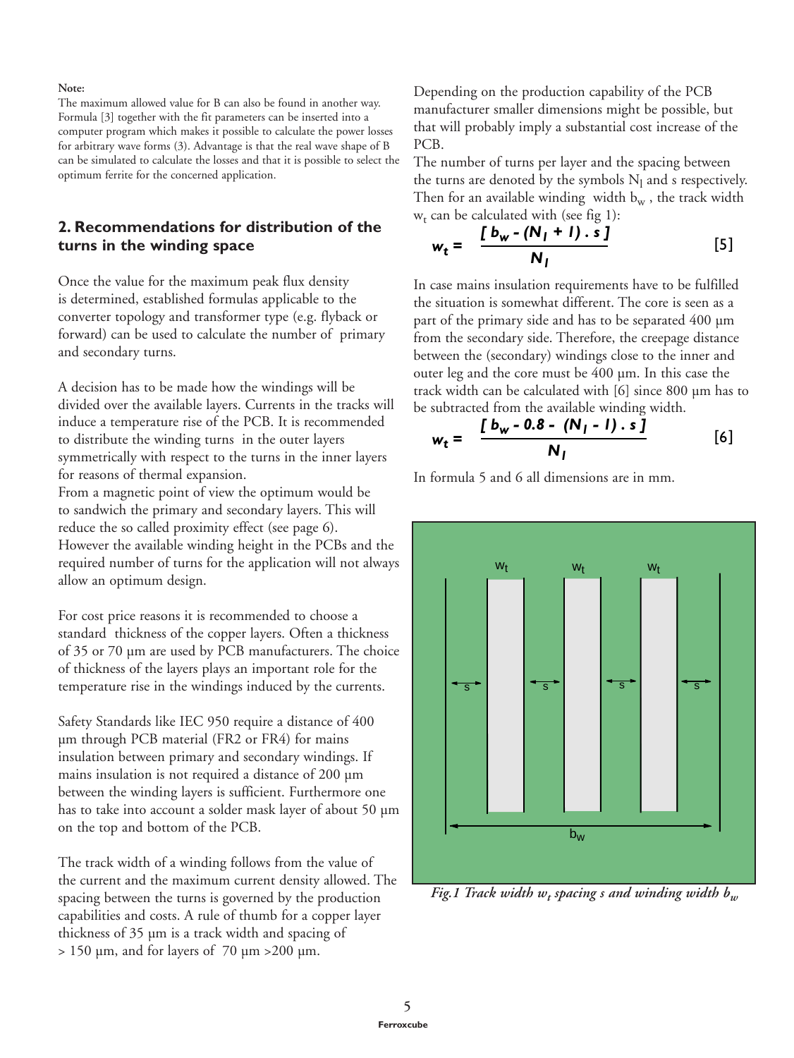**Note:**

The maximum allowed value for B can also be found in another way. Formula [3] together with the fit parameters can be inserted into a computer program which makes it possible to calculate the power losses for arbitrary wave forms (3). Advantage is that the real wave shape of B can be simulated to calculate the losses and that it is possible to select the optimum ferrite for the concerned application.

## 2. Recommendations for distribution of the turns in the winding space

Once the value for the maximum peak flux density is determined, established formulas applicable to the converter topology and transformer type (e.g. flyback or forward) can be used to calculate the number of primary and secondary turns.

A decision has to be made how the windings will be divided over the available layers. Currents in the tracks will induce a temperature rise of the PCB. It is recommended to distribute the winding turns in the outer layers symmetrically with respect to the turns in the inner layers for reasons of thermal expansion.

From a magnetic point of view the optimum would be to sandwich the primary and secondary layers. This will reduce the so called proximity effect (see page 6). However the available winding height in the PCBs and the required number of turns for the application will not always allow an optimum design.

For cost price reasons it is recommended to choose a standard thickness of the copper layers. Often a thickness of 35 or 70 µm are used by PCB manufacturers. The choice of thickness of the layers plays an important role for the temperature rise in the windings induced by the currents.

Safety Standards like IEC 950 require a distance of 400 µm through PCB material (FR2 or FR4) for mains insulation between primary and secondary windings. If mains insulation is not required a distance of 200 µm between the winding layers is sufficient. Furthermore one has to take into account a solder mask layer of about 50 µm on the top and bottom of the PCB.

The track width of a winding follows from the value of the current and the maximum current density allowed. The spacing between the turns is governed by the production capabilities and costs. A rule of thumb for a copper layer thickness of 35 µm is a track width and spacing of > 150 µm, and for layers of 70 µm >200 µm.

Depending on the production capability of the PCB manufacturer smaller dimensions might be possible, but that will probably imply a substantial cost increase of the PCB.

The number of turns per layer and the spacing between the turns are denoted by the symbols $N_l$ and s respectively. Then for an available winding width $b_w$, the track width $w_t$ can be calculated with (see fig 1):

$$w_t = \frac{[\, b_w - (N_l + 1) \,.\, s \,]}{N_l} \qquad [5]$$

In case mains insulation requirements have to be fulfilled the situation is somewhat different. The core is seen as a part of the primary side and has to be separated 400 µm from the secondary side. Therefore, the creepage distance between the (secondary) windings close to the inner and outer leg and the core must be 400 µm. In this case the track width can be calculated with [6] since 800 µm has to be subtracted from the available winding width.

$$w_t = \frac{[\, b_w - 0.8 - (N_l - 1) \,.\, s \,]}{N_l} \qquad [6]$$

In formula 5 and 6 all dimensions are in mm.

*Fig.1 Track width $w_t$ spacing s and winding width $b_w$*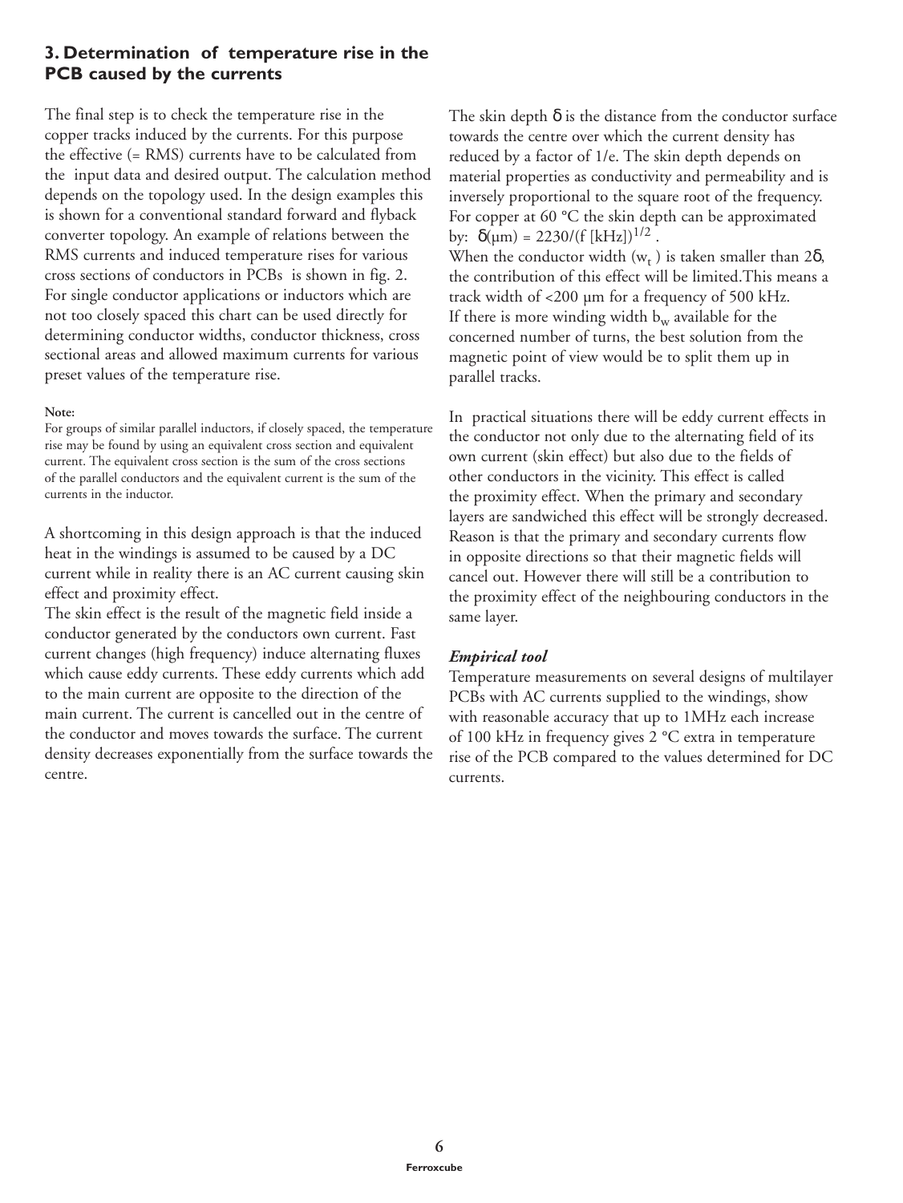## 3. Determination of temperature rise in the PCB caused by the currents

The final step is to check the temperature rise in the copper tracks induced by the currents. For this purpose the effective (= RMS) currents have to be calculated from the input data and desired output. The calculation method depends on the topology used. In the design examples this is shown for a conventional standard forward and flyback converter topology. An example of relations between the RMS currents and induced temperature rises for various cross sections of conductors in PCBs is shown in fig. 2. For single conductor applications or inductors which are not too closely spaced this chart can be used directly for determining conductor widths, conductor thickness, cross sectional areas and allowed maximum currents for various preset values of the temperature rise.

**Note:**
For groups of similar parallel inductors, if closely spaced, the temperature rise may be found by using an equivalent cross section and equivalent current. The equivalent cross section is the sum of the cross sections of the parallel conductors and the equivalent current is the sum of the currents in the inductor.

A shortcoming in this design approach is that the induced heat in the windings is assumed to be caused by a DC current while in reality there is an AC current causing skin effect and proximity effect.

The skin effect is the result of the magnetic field inside a conductor generated by the conductors own current. Fast current changes (high frequency) induce alternating fluxes which cause eddy currents. These eddy currents which add to the main current are opposite to the direction of the main current. The current is cancelled out in the centre of the conductor and moves towards the surface. The current density decreases exponentially from the surface towards the centre.

The skin depth $\delta$ is the distance from the conductor surface towards the centre over which the current density has reduced by a factor of 1/e. The skin depth depends on material properties as conductivity and permeability and is inversely proportional to the square root of the frequency. For copper at 60 °C the skin depth can be approximated by: $\delta(\mu m) = 2230/(f\,[kHz])^{1/2}$ .

When the conductor width ($w_t$) is taken smaller than $2\delta$, the contribution of this effect will be limited.This means a track width of <200 µm for a frequency of 500 kHz. If there is more winding width $b_w$ available for the concerned number of turns, the best solution from the magnetic point of view would be to split them up in parallel tracks.

In practical situations there will be eddy current effects in the conductor not only due to the alternating field of its own current (skin effect) but also due to the fields of other conductors in the vicinity. This effect is called the proximity effect. When the primary and secondary layers are sandwiched this effect will be strongly decreased. Reason is that the primary and secondary currents flow in opposite directions so that their magnetic fields will cancel out. However there will still be a contribution to the proximity effect of the neighbouring conductors in the same layer.

### *Empirical tool*

Temperature measurements on several designs of multilayer PCBs with AC currents supplied to the windings, show with reasonable accuracy that up to 1MHz each increase of 100 kHz in frequency gives 2 °C extra in temperature rise of the PCB compared to the values determined for DC currents.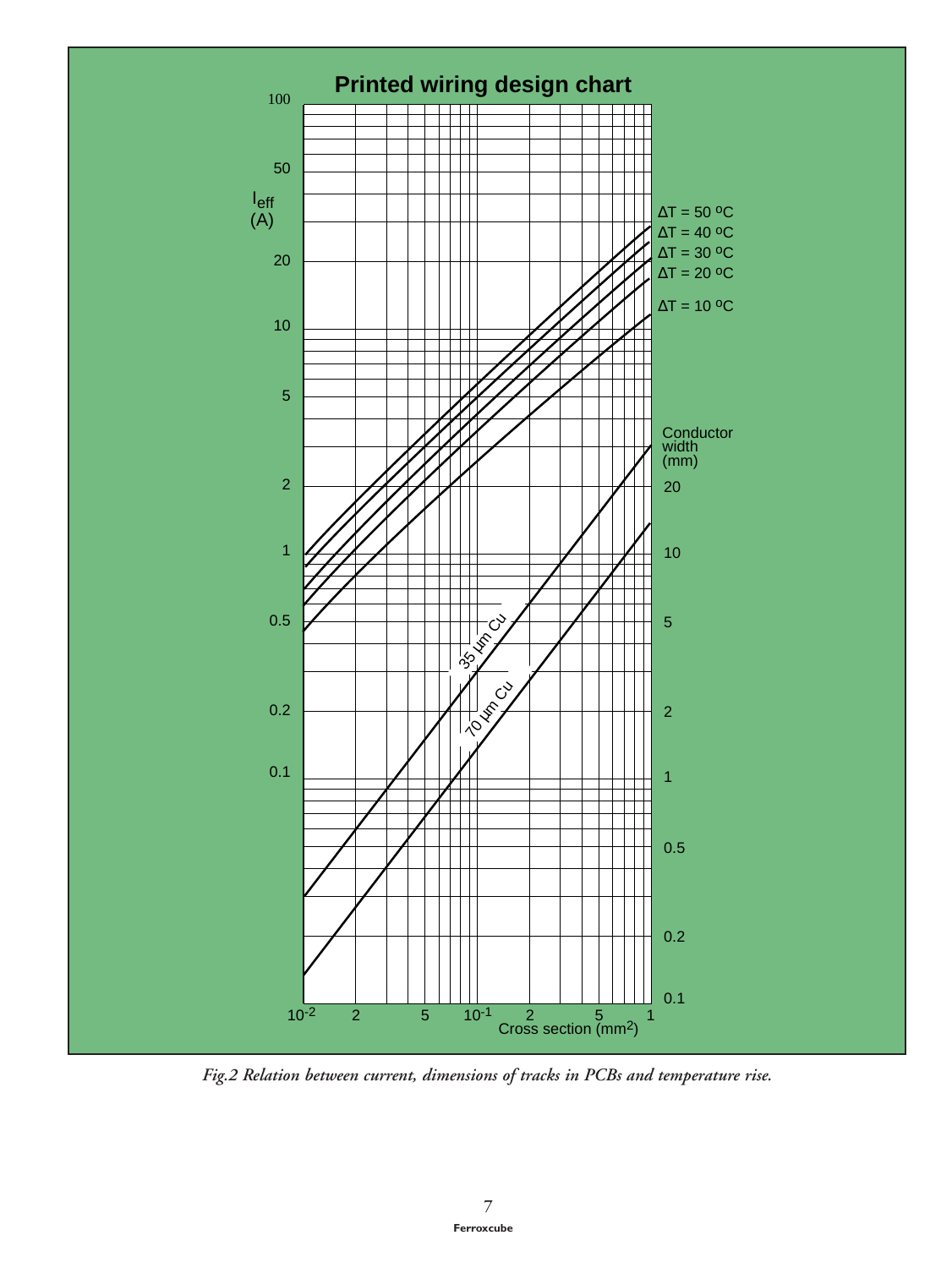**Printed wiring design chart**

$I_{eff}$ (A)

100, 50, 20, 10, 5, 2, 1, 0.5, 0.2, 0.1

ΔT = 50 ºC
ΔT = 40 ºC
ΔT = 30 ºC
ΔT = 20 ºC
ΔT = 10 ºC

Conductor width (mm)

20, 10, 5, 2, 1, 0.5, 0.2, 0.1

35 µm Cu

70 µm Cu

$10^{-2}$, 2, 5, $10^{-1}$, 2, 5, 1

Cross section ($mm^2$)

*Fig.2 Relation between current, dimensions of tracks in PCBs and temperature rise.*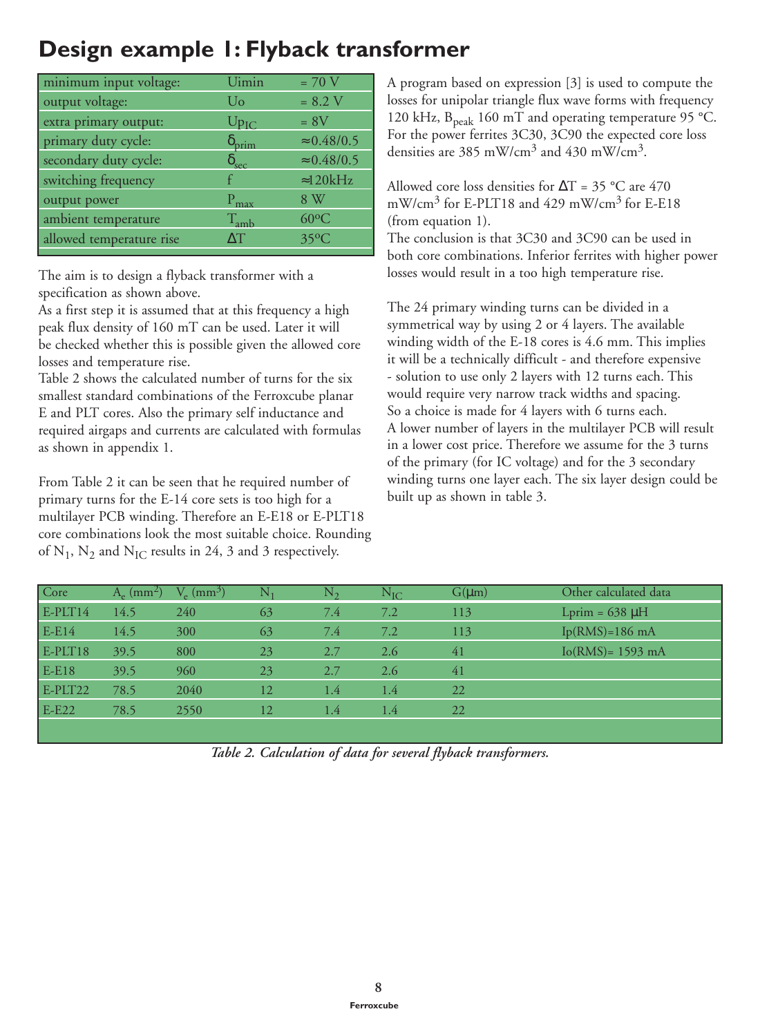# Design example 1: Flyback transformer

| | | |
|---|---|---|
| minimum input voltage: | Uimin | = 70 V |
| output voltage: | Uo | = 8.2 V |
| extra primary output: | $U_{PIC}$ | = 8V |
| primary duty cycle: | $\delta_{prim}$ | ≈0.48/0.5 |
| secondary duty cycle: | $\delta_{sec}$ | ≈0.48/0.5 |
| switching frequency | f | ≈120kHz |
| output power | $P_{max}$ | 8 W |
| ambient temperature | $T_{amb}$ | 60ºC |
| allowed temperature rise | ΔT | 35ºC |

The aim is to design a flyback transformer with a specification as shown above.
As a first step it is assumed that at this frequency a high peak flux density of 160 mT can be used. Later it will be checked whether this is possible given the allowed core losses and temperature rise.
Table 2 shows the calculated number of turns for the six smallest standard combinations of the Ferroxcube planar E and PLT cores. Also the primary self inductance and required airgaps and currents are calculated with formulas as shown in appendix 1.

From Table 2 it can be seen that he required number of primary turns for the E-14 core sets is too high for a multilayer PCB winding. Therefore an E-E18 or E-PLT18 core combinations look the most suitable choice. Rounding of $N_1$, $N_2$ and $N_{IC}$ results in 24, 3 and 3 respectively.

A program based on expression [3] is used to compute the losses for unipolar triangle flux wave forms with frequency 120 kHz, $B_{peak}$ 160 mT and operating temperature 95 °C. For the power ferrites 3C30, 3C90 the expected core loss densities are 385 mW/cm$^3$ and 430 mW/cm$^3$.

Allowed core loss densities for ΔT = 35 °C are 470 mW/cm$^3$ for E-PLT18 and 429 mW/cm$^3$ for E-E18 (from equation 1).
The conclusion is that 3C30 and 3C90 can be used in both core combinations. Inferior ferrites with higher power losses would result in a too high temperature rise.

The 24 primary winding turns can be divided in a symmetrical way by using 2 or 4 layers. The available winding width of the E-18 cores is 4.6 mm. This implies it will be a technically difficult - and therefore expensive - solution to use only 2 layers with 12 turns each. This would require very narrow track widths and spacing. So a choice is made for 4 layers with 6 turns each.
A lower number of layers in the multilayer PCB will result in a lower cost price. Therefore we assume for the 3 turns of the primary (for IC voltage) and for the 3 secondary winding turns one layer each. The six layer design could be built up as shown in table 3.

| Core | $A_e$ (mm$^2$) | $V_e$ (mm$^3$) | $N_1$ | $N_2$ | $N_{IC}$ | G(μm) | Other calculated data |
|---|---|---|---|---|---|---|---|
| E-PLT14 | 14.5 | 240 | 63 | 7.4 | 7.2 | 113 | Lprim = 638 μH |
| E-E14 | 14.5 | 300 | 63 | 7.4 | 7.2 | 113 | Ip(RMS)=186 mA |
| E-PLT18 | 39.5 | 800 | 23 | 2.7 | 2.6 | 41 | Io(RMS)= 1593 mA |
| E-E18 | 39.5 | 960 | 23 | 2.7 | 2.6 | 41 | |
| E-PLT22 | 78.5 | 2040 | 12 | 1.4 | 1.4 | 22 | |
| E-E22 | 78.5 | 2550 | 12 | 1.4 | 1.4 | 22 | |

*Table 2. Calculation of data for several flyback transformers.*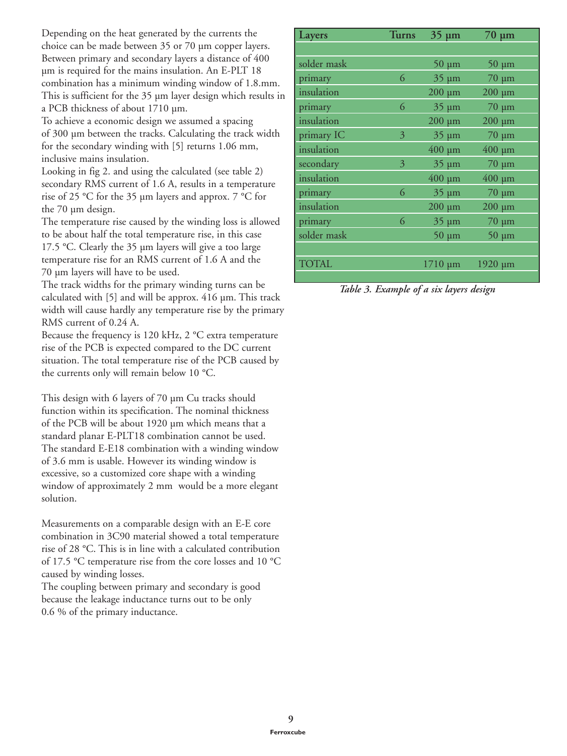Depending on the heat generated by the currents the choice can be made between 35 or 70 µm copper layers. Between primary and secondary layers a distance of 400 µm is required for the mains insulation. An E-PLT 18 combination has a minimum winding window of 1.8.mm. This is sufficient for the 35 µm layer design which results in a PCB thickness of about 1710 µm.

To achieve a economic design we assumed a spacing of 300 µm between the tracks. Calculating the track width for the secondary winding with [5] returns 1.06 mm, inclusive mains insulation.

Looking in fig 2. and using the calculated (see table 2) secondary RMS current of 1.6 A, results in a temperature rise of 25 °C for the 35 µm layers and approx. 7 °C for the 70 µm design.

The temperature rise caused by the winding loss is allowed to be about half the total temperature rise, in this case 17.5 °C. Clearly the 35 µm layers will give a too large temperature rise for an RMS current of 1.6 A and the 70 µm layers will have to be used.

The track widths for the primary winding turns can be calculated with [5] and will be approx. 416 µm. This track width will cause hardly any temperature rise by the primary RMS current of 0.24 A.

Because the frequency is 120 kHz, 2 °C extra temperature rise of the PCB is expected compared to the DC current situation. The total temperature rise of the PCB caused by the currents only will remain below 10 °C.

This design with 6 layers of 70 µm Cu tracks should function within its specification. The nominal thickness of the PCB will be about 1920 µm which means that a standard planar E-PLT18 combination cannot be used. The standard E-E18 combination with a winding window of 3.6 mm is usable. However its winding window is excessive, so a customized core shape with a winding window of approximately 2 mm would be a more elegant solution.

Measurements on a comparable design with an E-E core combination in 3C90 material showed a total temperature rise of 28 °C. This is in line with a calculated contribution of 17.5 °C temperature rise from the core losses and 10 °C caused by winding losses.

The coupling between primary and secondary is good because the leakage inductance turns out to be only 0.6 % of the primary inductance.

| Layers | Turns | 35 µm | 70 µm |
|---|---|---|---|
| solder mask | | 50 µm | 50 µm |
| primary | 6 | 35 µm | 70 µm |
| insulation | | 200 µm | 200 µm |
| primary | 6 | 35 µm | 70 µm |
| insulation | | 200 µm | 200 µm |
| primary IC | 3 | 35 µm | 70 µm |
| insulation | | 400 µm | 400 µm |
| secondary | 3 | 35 µm | 70 µm |
| insulation | | 400 µm | 400 µm |
| primary | 6 | 35 µm | 70 µm |
| insulation | | 200 µm | 200 µm |
| primary | 6 | 35 µm | 70 µm |
| solder mask | | 50 µm | 50 µm |
| TOTAL | | 1710 µm | 1920 µm |

*Table 3. Example of a six layers design*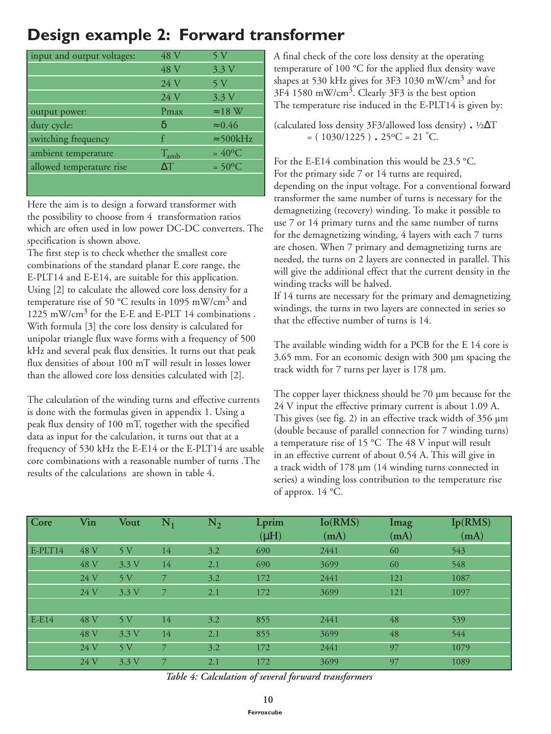# Design example 2: Forward transformer

| | | |
|---|---|---|
| input and output voltages: | 48 V | 5 V |
| | 48 V | 3.3 V |
| | 24 V | 5 V |
| | 24 V | 3.3 V |
| output power: | Pmax | ≈18 W |
| duty cycle: | δ | ≈0.46 |
| switching frequency | f | ≈500kHz |
| ambient temperature | $T_{amb}$ | = 40ºC |
| allowed temperature rise | ΔT | = 50ºC |

Here the aim is to design a forward transformer with the possibility to choose from 4 transformation ratios which are often used in low power DC-DC converters. The specification is shown above.

The first step is to check whether the smallest core combinations of the standard planar E core range, the E-PLT14 and E-E14, are suitable for this application. Using [2] to calculate the allowed core loss density for a temperature rise of 50 °C results in 1095 mW/cm$^3$ and 1225 mW/cm$^3$ for the E-E and E-PLT 14 combinations . With formula [3] the core loss density is calculated for unipolar triangle flux wave forms with a frequency of 500 kHz and several peak flux densities. It turns out that peak flux densities of about 100 mT will result in losses lower than the allowed core loss densities calculated with [2].

The calculation of the winding turns and effective currents is done with the formulas given in appendix 1. Using a peak flux density of 100 mT, together with the specified data as input for the calculation, it turns out that at a frequency of 530 kHz the E-E14 or the E-PLT14 are usable core combinations with a reasonable number of turns .The results of the calculations are shown in table 4.

A final check of the core loss density at the operating temperature of 100 °C for the applied flux density wave shapes at 530 kHz gives for 3F3 1030 mW/cm$^3$ and for 3F4 1580 mW/cm$^3$. Clearly 3F3 is the best option

The temperature rise induced in the E-PLT14 is given by:

(calculated loss density 3F3/allowed loss density) . ½ΔT
= ( 1030/1225 ) . 25ºC = 21 ˚C.

For the E-E14 combination this would be 23.5 °C.

For the primary side 7 or 14 turns are required, depending on the input voltage. For a conventional forward transformer the same number of turns is necessary for the demagnetizing (recovery) winding. To make it possible to use 7 or 14 primary turns and the same number of turns for the demagnetizing winding, 4 layers with each 7 turns are chosen. When 7 primary and demagnetizing turns are needed, the turns on 2 layers are connected in parallel. This will give the additional effect that the current density in the winding tracks will be halved.

If 14 turns are necessary for the primary and demagnetizing windings, the turns in two layers are connected in series so that the effective number of turns is 14.

The available winding width for a PCB for the E 14 core is 3.65 mm. For an economic design with 300 µm spacing the track width for 7 turns per layer is 178 µm.

The copper layer thickness should be 70 µm because for the 24 V input the effective primary current is about 1.09 A. This gives (see fig. 2) in an effective track width of 356 µm (double because of parallel connection for 7 winding turns) a temperature rise of 15 °C The 48 V input will result in an effective current of about 0.54 A. This will give in a track width of 178 µm (14 winding turns connected in series) a winding loss contribution to the temperature rise of approx. 14 °C.

| Core | Vin | Vout | $N_1$ | $N_2$ | Lprim (µH) | Io(RMS) (mA) | Imag (mA) | Ip(RMS) (mA) |
|---|---|---|---|---|---|---|---|---|
| E-PLT14 | 48 V | 5 V | 14 | 3.2 | 690 | 2441 | 60 | 543 |
| | 48 V | 3.3 V | 14 | 2.1 | 690 | 3699 | 60 | 548 |
| | 24 V | 5 V | 7 | 3.2 | 172 | 2441 | 121 | 1087 |
| | 24 V | 3.3 V | 7 | 2.1 | 172 | 3699 | 121 | 1097 |
| | | | | | | | | |
| E-E14 | 48 V | 5 V | 14 | 3.2 | 855 | 2441 | 48 | 539 |
| | 48 V | 3.3 V | 14 | 2.1 | 855 | 3699 | 48 | 544 |
| | 24 V | 5 V | 7 | 3.2 | 172 | 2441 | 97 | 1079 |
| | 24 V | 3.3 V | 7 | 2.1 | 172 | 3699 | 97 | 1089 |

*Table 4: Calculation of several forward transformers*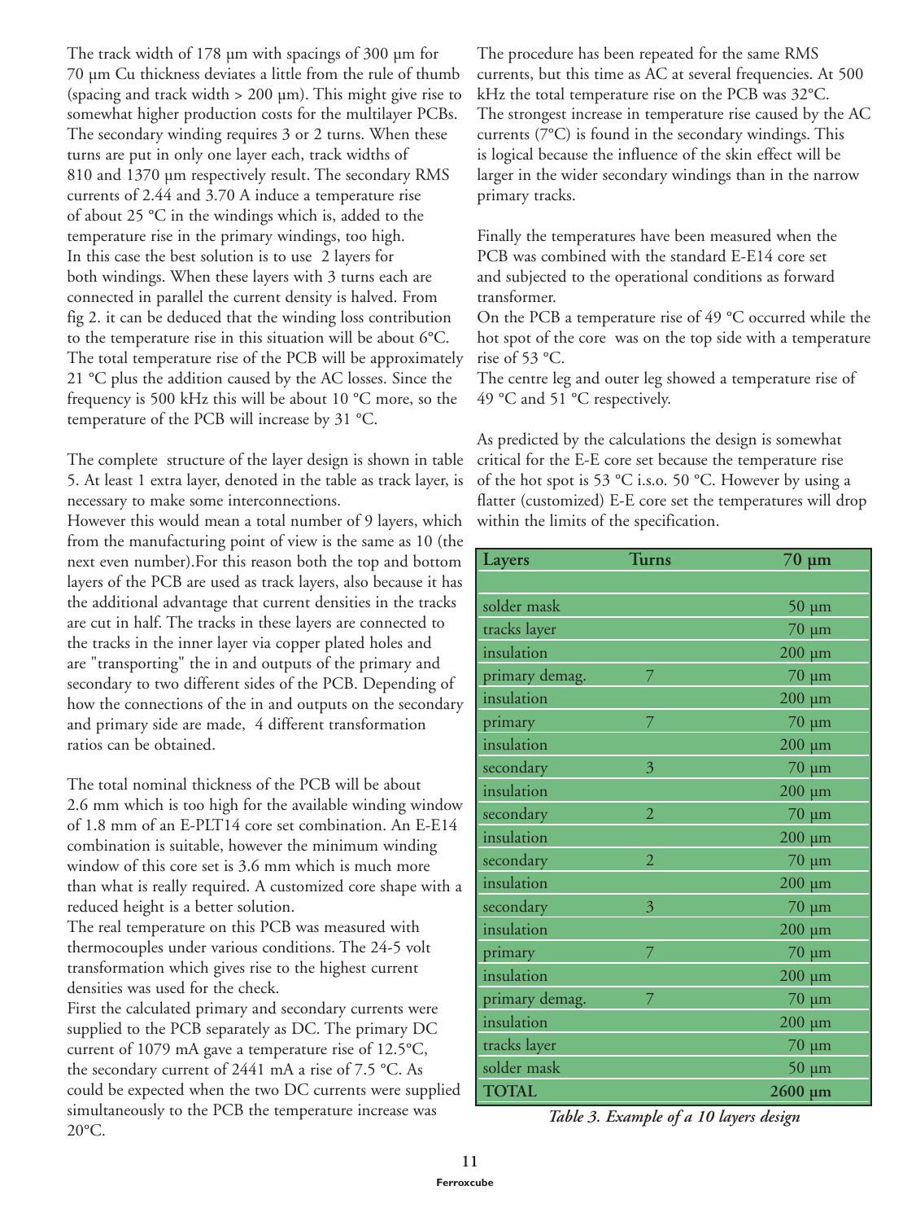The track width of 178 µm with spacings of 300 µm for 70 µm Cu thickness deviates a little from the rule of thumb (spacing and track width > 200 µm). This might give rise to somewhat higher production costs for the multilayer PCBs. The secondary winding requires 3 or 2 turns. When these turns are put in only one layer each, track widths of 810 and 1370 µm respectively result. The secondary RMS currents of 2.44 and 3.70 A induce a temperature rise of about 25 °C in the windings which is, added to the temperature rise in the primary windings, too high. In this case the best solution is to use 2 layers for both windings. When these layers with 3 turns each are connected in parallel the current density is halved. From fig 2. it can be deduced that the winding loss contribution to the temperature rise in this situation will be about 6°C. The total temperature rise of the PCB will be approximately 21 °C plus the addition caused by the AC losses. Since the frequency is 500 kHz this will be about 10 °C more, so the temperature of the PCB will increase by 31 °C.

The complete structure of the layer design is shown in table 5. At least 1 extra layer, denoted in the table as track layer, is necessary to make some interconnections.
However this would mean a total number of 9 layers, which from the manufacturing point of view is the same as 10 (the next even number).For this reason both the top and bottom layers of the PCB are used as track layers, also because it has the additional advantage that current densities in the tracks are cut in half. The tracks in these layers are connected to the tracks in the inner layer via copper plated holes and are "transporting" the in and outputs of the primary and secondary to two different sides of the PCB. Depending of how the connections of the in and outputs on the secondary and primary side are made, 4 different transformation ratios can be obtained.

The total nominal thickness of the PCB will be about 2.6 mm which is too high for the available winding window of 1.8 mm of an E-PLT14 core set combination. An E-E14 combination is suitable, however the minimum winding window of this core set is 3.6 mm which is much more than what is really required. A customized core shape with a reduced height is a better solution.
The real temperature on this PCB was measured with thermocouples under various conditions. The 24-5 volt transformation which gives rise to the highest current densities was used for the check.
First the calculated primary and secondary currents were supplied to the PCB separately as DC. The primary DC current of 1079 mA gave a temperature rise of 12.5°C, the secondary current of 2441 mA a rise of 7.5 °C. As could be expected when the two DC currents were supplied simultaneously to the PCB the temperature increase was 20°C.

The procedure has been repeated for the same RMS currents, but this time as AC at several frequencies. At 500 kHz the total temperature rise on the PCB was 32°C. The strongest increase in temperature rise caused by the AC currents (7°C) is found in the secondary windings. This is logical because the influence of the skin effect will be larger in the wider secondary windings than in the narrow primary tracks.

Finally the temperatures have been measured when the PCB was combined with the standard E-E14 core set and subjected to the operational conditions as forward transformer.
On the PCB a temperature rise of 49 °C occurred while the hot spot of the core was on the top side with a temperature rise of 53 °C.
The centre leg and outer leg showed a temperature rise of 49 °C and 51 °C respectively.

As predicted by the calculations the design is somewhat critical for the E-E core set because the temperature rise of the hot spot is 53 °C i.s.o. 50 °C. However by using a flatter (customized) E-E core set the temperatures will drop within the limits of the specification.

| Layers | Turns | 70 µm |
|---|---|---|
| | | |
| solder mask | | 50 µm |
| tracks layer | | 70 µm |
| insulation | | 200 µm |
| primary demag. | 7 | 70 µm |
| insulation | | 200 µm |
| primary | 7 | 70 µm |
| insulation | | 200 µm |
| secondary | 3 | 70 µm |
| insulation | | 200 µm |
| secondary | 2 | 70 µm |
| insulation | | 200 µm |
| secondary | 2 | 70 µm |
| insulation | | 200 µm |
| secondary | 3 | 70 µm |
| insulation | | 200 µm |
| primary | 7 | 70 µm |
| insulation | | 200 µm |
| primary demag. | 7 | 70 µm |
| insulation | | 200 µm |
| tracks layer | | 70 µm |
| solder mask | | 50 µm |
| **TOTAL** | | **2600 µm** |

*Table 3. Example of a 10 layers design*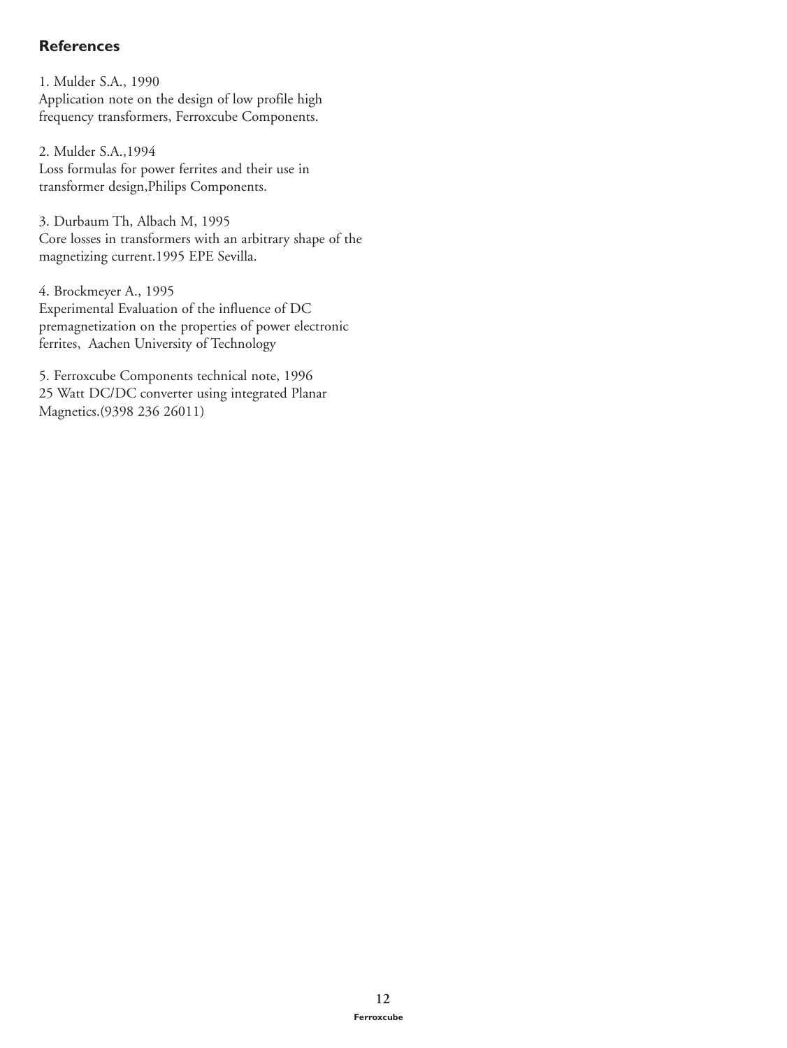## References

1. Mulder S.A., 1990
Application note on the design of low profile high frequency transformers, Ferroxcube Components.

2. Mulder S.A.,1994
Loss formulas for power ferrites and their use in transformer design,Philips Components.

3. Durbaum Th, Albach M, 1995
Core losses in transformers with an arbitrary shape of the magnetizing current.1995 EPE Sevilla.

4. Brockmeyer A., 1995
Experimental Evaluation of the influence of DC premagnetization on the properties of power electronic ferrites, Aachen University of Technology

5. Ferroxcube Components technical note, 1996
25 Watt DC/DC converter using integrated Planar Magnetics.(9398 236 26011)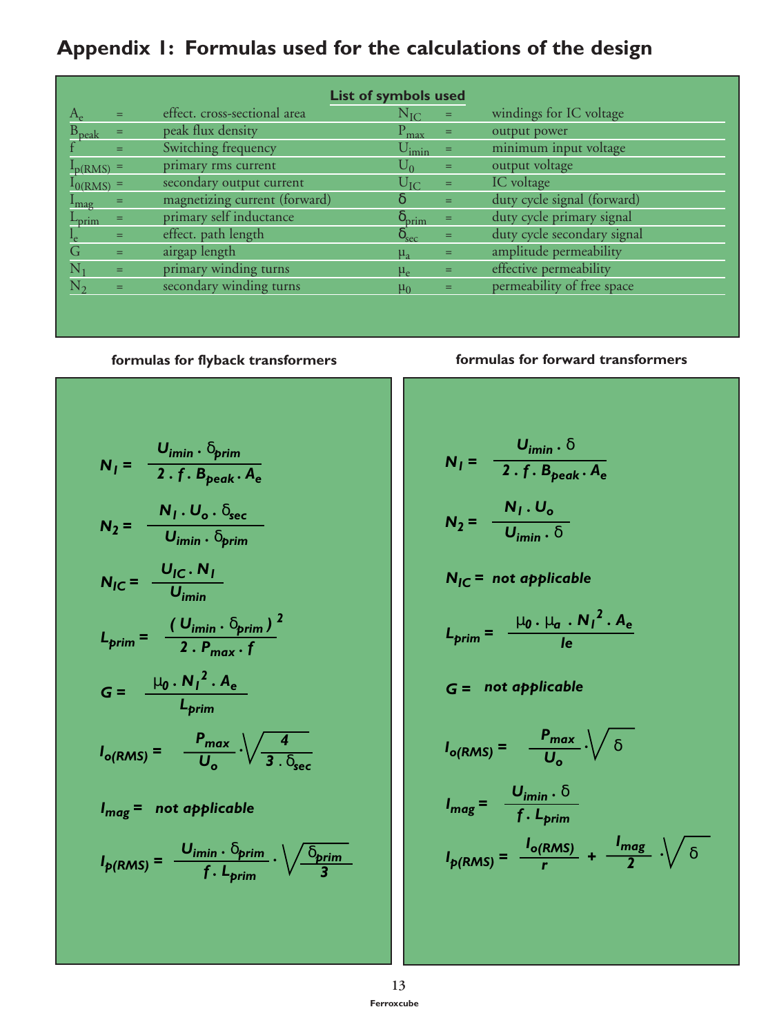## Appendix 1: Formulas used for the calculations of the design

**List of symbols used**

| Symbol | | Description | Symbol | | Description |
|---|---|---|---|---|---|
| $A_e$ | = | effect. cross-sectional area | $N_{IC}$ | = | windings for IC voltage |
| $B_{peak}$ | = | peak flux density | $P_{max}$ | = | output power |
| $f$ | = | Switching frequency | $U_{imin}$ | = | minimum input voltage |
| $I_{p(RMS)}$ | = | primary rms current | $U_0$ | = | output voltage |
| $I_{0(RMS)}$ | = | secondary output current | $U_{IC}$ | = | IC voltage |
| $I_{mag}$ | = | magnetizing current (forward) | $\delta$ | = | duty cycle signal (forward) |
| $L_{prim}$ | = | primary self inductance | $\delta_{prim}$ | = | duty cycle primary signal |
| $l_e$ | = | effect. path length | $\delta_{sec}$ | = | duty cycle secondary signal |
| $G$ | = | airgap length | $\mu_a$ | = | amplitude permeability |
| $N_1$ | = | primary winding turns | $\mu_e$ | = | effective permeability |
| $N_2$ | = | secondary winding turns | $\mu_0$ | = | permeability of free space |

### formulas for flyback transformers

$$N_1 = \frac{U_{imin} \cdot \delta_{prim}}{2 \cdot f \cdot B_{peak} \cdot A_e}$$

$$N_2 = \frac{N_1 \cdot U_o \cdot \delta_{sec}}{U_{imin} \cdot \delta_{prim}}$$

$$N_{IC} = \frac{U_{IC} \cdot N_1}{U_{imin}}$$

$$L_{prim} = \frac{(U_{imin} \cdot \delta_{prim})^2}{2 \cdot P_{max} \cdot f}$$

$$G = \frac{\mu_0 \cdot N_1^2 \cdot A_e}{L_{prim}}$$

$$I_{o(RMS)} = \frac{P_{max}}{U_o} \cdot \sqrt{\frac{4}{3 \cdot \delta_{sec}}}$$

$I_{mag}$ = not applicable

$$I_{p(RMS)} = \frac{U_{imin} \cdot \delta_{prim}}{f \cdot L_{prim}} \cdot \sqrt{\frac{\delta_{prim}}{3}}$$

### formulas for forward transformers

$$N_1 = \frac{U_{imin} \cdot \delta}{2 \cdot f \cdot B_{peak} \cdot A_e}$$

$$N_2 = \frac{N_1 \cdot U_o}{U_{imin} \cdot \delta}$$

$N_{IC}$ = not applicable

$$L_{prim} = \frac{\mu_0 \cdot \mu_a \cdot N_1^2 \cdot A_e}{le}$$

$G$ = not applicable

$$I_{o(RMS)} = \frac{P_{max}}{U_o} \cdot \sqrt{\delta}$$

$$I_{mag} = \frac{U_{imin} \cdot \delta}{f \cdot L_{prim}}$$

$$I_{p(RMS)} = \frac{I_{o(RMS)}}{r} + \frac{I_{mag}}{2} \cdot \sqrt{\delta}$$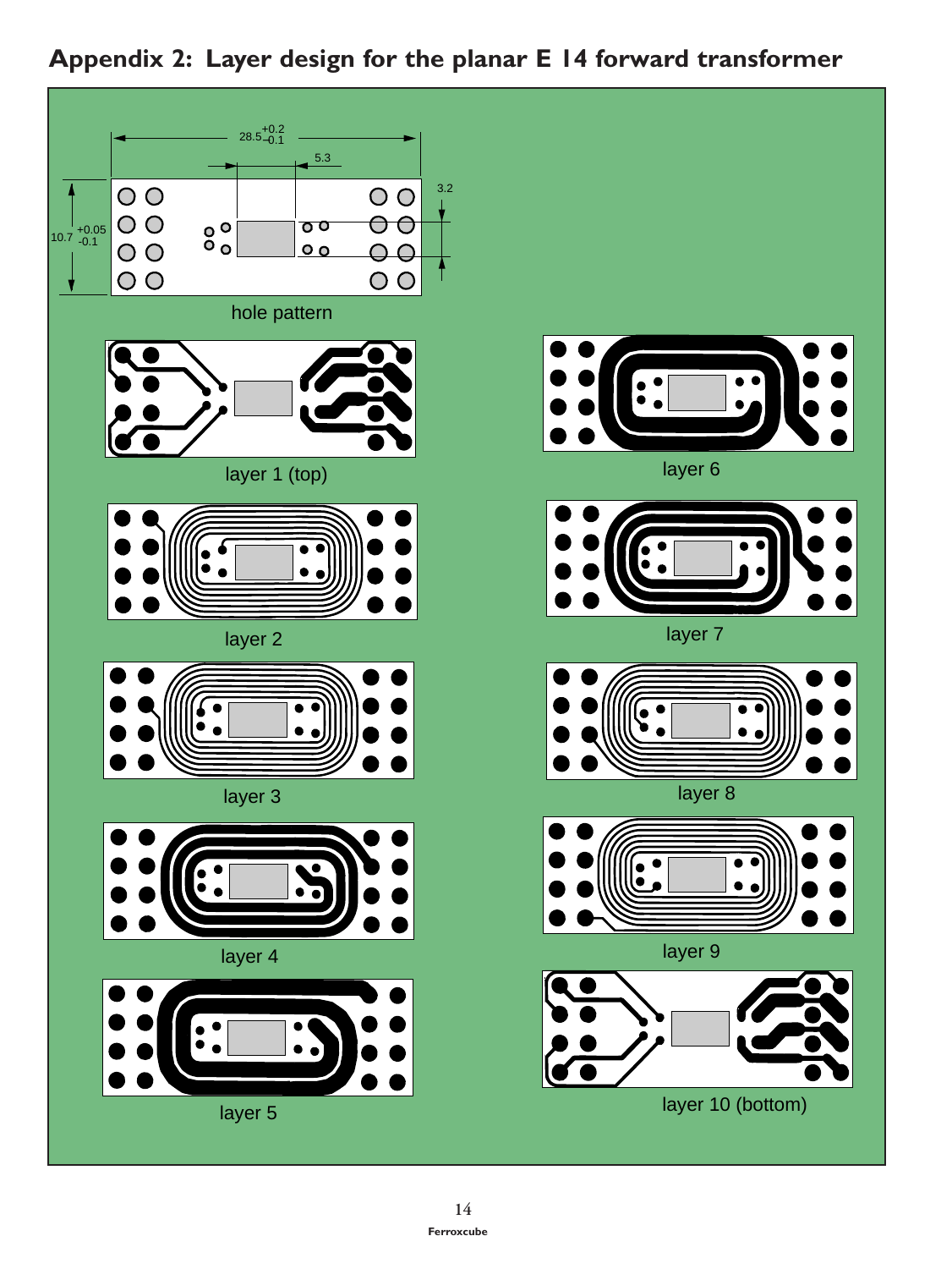## Appendix 2: Layer design for the planar E 14 forward transformer

28.5 $^{+0.2}_{-0.1}$

5.3

3.2

10.7 $^{+0.05}_{-0.1}$

hole pattern

layer 1 (top)

layer 2

layer 3

layer 4

layer 5

layer 6

layer 7

layer 8

layer 9

layer 10 (bottom)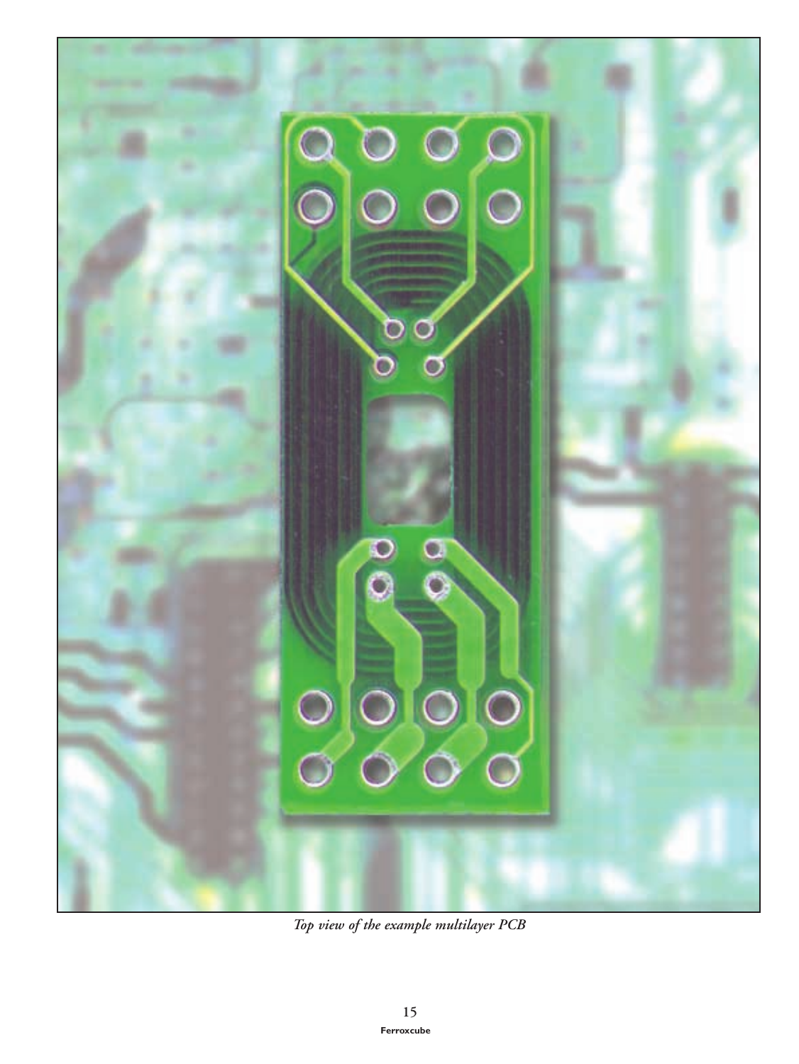*Top view of the example multilayer PCB*